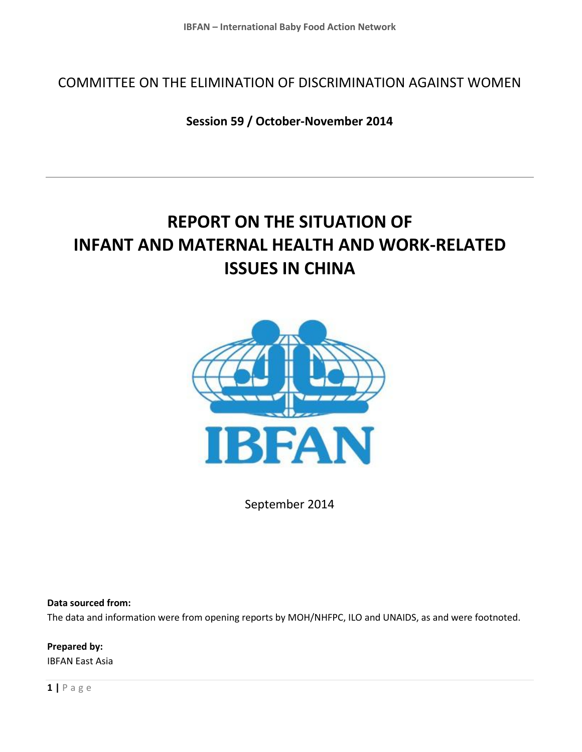COMMITTEE ON THE ELIMINATION OF DISCRIMINATION AGAINST WOMEN

**Session 59 / October-November 2014**

---

# REPORT ON THE SITUATION OF INFANT AND MATERNAL HEALTH AND WORK-RELATED ISSUES IN CHINA

September 2014

**Data sourced from:**

The data and information were from opening reports by MOH/NHFPC, ILO and UNAIDS, as and were footnoted.

**Prepared by:**

IBFAN East Asia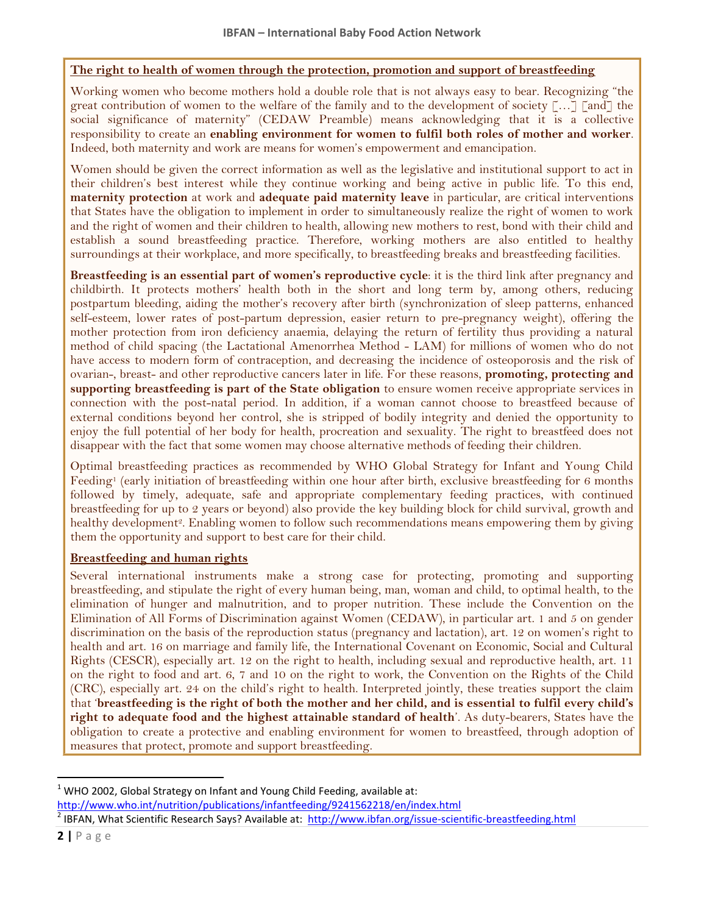## The right to health of women through the protection, promotion and support of breastfeeding

Working women who become mothers hold a double role that is not always easy to bear. Recognizing "the great contribution of women to the welfare of the family and to the development of society […] [and] the social significance of maternity" (CEDAW Preamble) means acknowledging that it is a collective responsibility to create an **enabling environment for women to fulfil both roles of mother and worker**. Indeed, both maternity and work are means for women's empowerment and emancipation.

Women should be given the correct information as well as the legislative and institutional support to act in their children's best interest while they continue working and being active in public life. To this end, **maternity protection** at work and **adequate paid maternity leave** in particular, are critical interventions that States have the obligation to implement in order to simultaneously realize the right of women to work and the right of women and their children to health, allowing new mothers to rest, bond with their child and establish a sound breastfeeding practice. Therefore, working mothers are also entitled to healthy surroundings at their workplace, and more specifically, to breastfeeding breaks and breastfeeding facilities.

**Breastfeeding is an essential part of women's reproductive cycle**: it is the third link after pregnancy and childbirth. It protects mothers' health both in the short and long term by, among others, reducing postpartum bleeding, aiding the mother's recovery after birth (synchronization of sleep patterns, enhanced self-esteem, lower rates of post-partum depression, easier return to pre-pregnancy weight), offering the mother protection from iron deficiency anaemia, delaying the return of fertility thus providing a natural method of child spacing (the Lactational Amenorrhea Method - LAM) for millions of women who do not have access to modern form of contraception, and decreasing the incidence of osteoporosis and the risk of ovarian-, breast- and other reproductive cancers later in life. For these reasons, **promoting, protecting and supporting breastfeeding is part of the State obligation** to ensure women receive appropriate services in connection with the post-natal period. In addition, if a woman cannot choose to breastfeed because of external conditions beyond her control, she is stripped of bodily integrity and denied the opportunity to enjoy the full potential of her body for health, procreation and sexuality. The right to breastfeed does not disappear with the fact that some women may choose alternative methods of feeding their children.

Optimal breastfeeding practices as recommended by WHO Global Strategy for Infant and Young Child Feeding[1] (early initiation of breastfeeding within one hour after birth, exclusive breastfeeding for 6 months followed by timely, adequate, safe and appropriate complementary feeding practices, with continued breastfeeding for up to 2 years or beyond) also provide the key building block for child survival, growth and healthy development[2]. Enabling women to follow such recommendations means empowering them by giving them the opportunity and support to best care for their child.

## Breastfeeding and human rights

Several international instruments make a strong case for protecting, promoting and supporting breastfeeding, and stipulate the right of every human being, man, woman and child, to optimal health, to the elimination of hunger and malnutrition, and to proper nutrition. These include the Convention on the Elimination of All Forms of Discrimination against Women (CEDAW), in particular art. 1 and 5 on gender discrimination on the basis of the reproduction status (pregnancy and lactation), art. 12 on women's right to health and art. 16 on marriage and family life, the International Covenant on Economic, Social and Cultural Rights (CESCR), especially art. 12 on the right to health, including sexual and reproductive health, art. 11 on the right to food and art. 6, 7 and 10 on the right to work, the Convention on the Rights of the Child (CRC), especially art. 24 on the child's right to health. Interpreted jointly, these treaties support the claim that '**breastfeeding is the right of both the mother and her child, and is essential to fulfil every child's right to adequate food and the highest attainable standard of health**'. As duty-bearers, States have the obligation to create a protective and enabling environment for women to breastfeed, through adoption of measures that protect, promote and support breastfeeding.

---

[1] WHO 2002, Global Strategy on Infant and Young Child Feeding, available at: http://www.who.int/nutrition/publications/infantfeeding/9241562218/en/index.html

[2] IBFAN, What Scientific Research Says? Available at: http://www.ibfan.org/issue-scientific-breastfeeding.html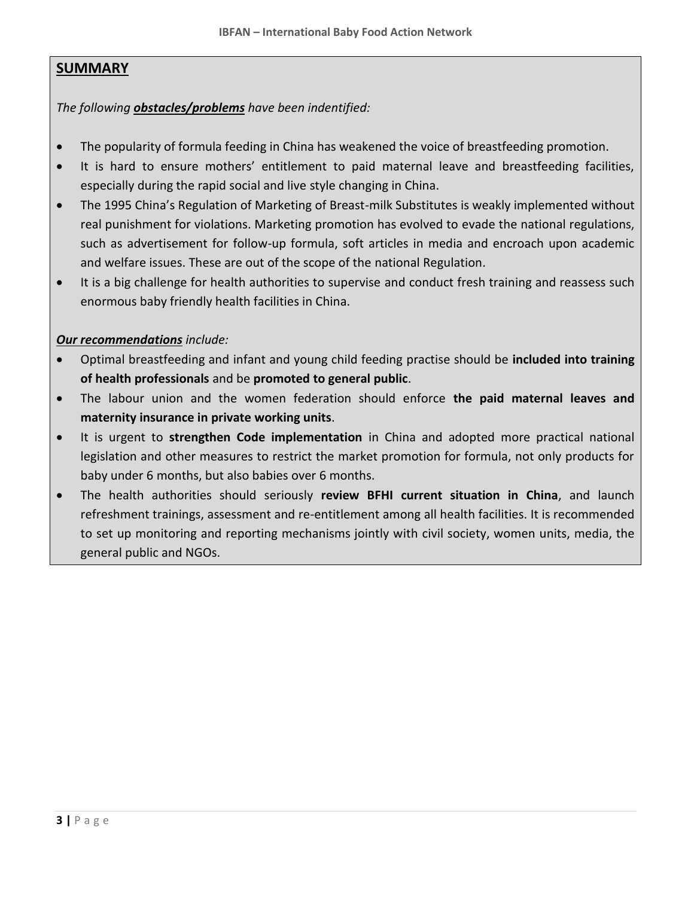## SUMMARY

*The following* ***obstacles/problems*** *have been indentified:*

- The popularity of formula feeding in China has weakened the voice of breastfeeding promotion.
- It is hard to ensure mothers' entitlement to paid maternal leave and breastfeeding facilities, especially during the rapid social and live style changing in China.
- The 1995 China's Regulation of Marketing of Breast-milk Substitutes is weakly implemented without real punishment for violations. Marketing promotion has evolved to evade the national regulations, such as advertisement for follow-up formula, soft articles in media and encroach upon academic and welfare issues. These are out of the scope of the national Regulation.
- It is a big challenge for health authorities to supervise and conduct fresh training and reassess such enormous baby friendly health facilities in China.

***Our recommendations*** *include:*

- Optimal breastfeeding and infant and young child feeding practise should be **included into training of health professionals** and be **promoted to general public**.
- The labour union and the women federation should enforce **the paid maternal leaves and maternity insurance in private working units**.
- It is urgent to **strengthen Code implementation** in China and adopted more practical national legislation and other measures to restrict the market promotion for formula, not only products for baby under 6 months, but also babies over 6 months.
- The health authorities should seriously **review BFHI current situation in China**, and launch refreshment trainings, assessment and re-entitlement among all health facilities. It is recommended to set up monitoring and reporting mechanisms jointly with civil society, women units, media, the general public and NGOs.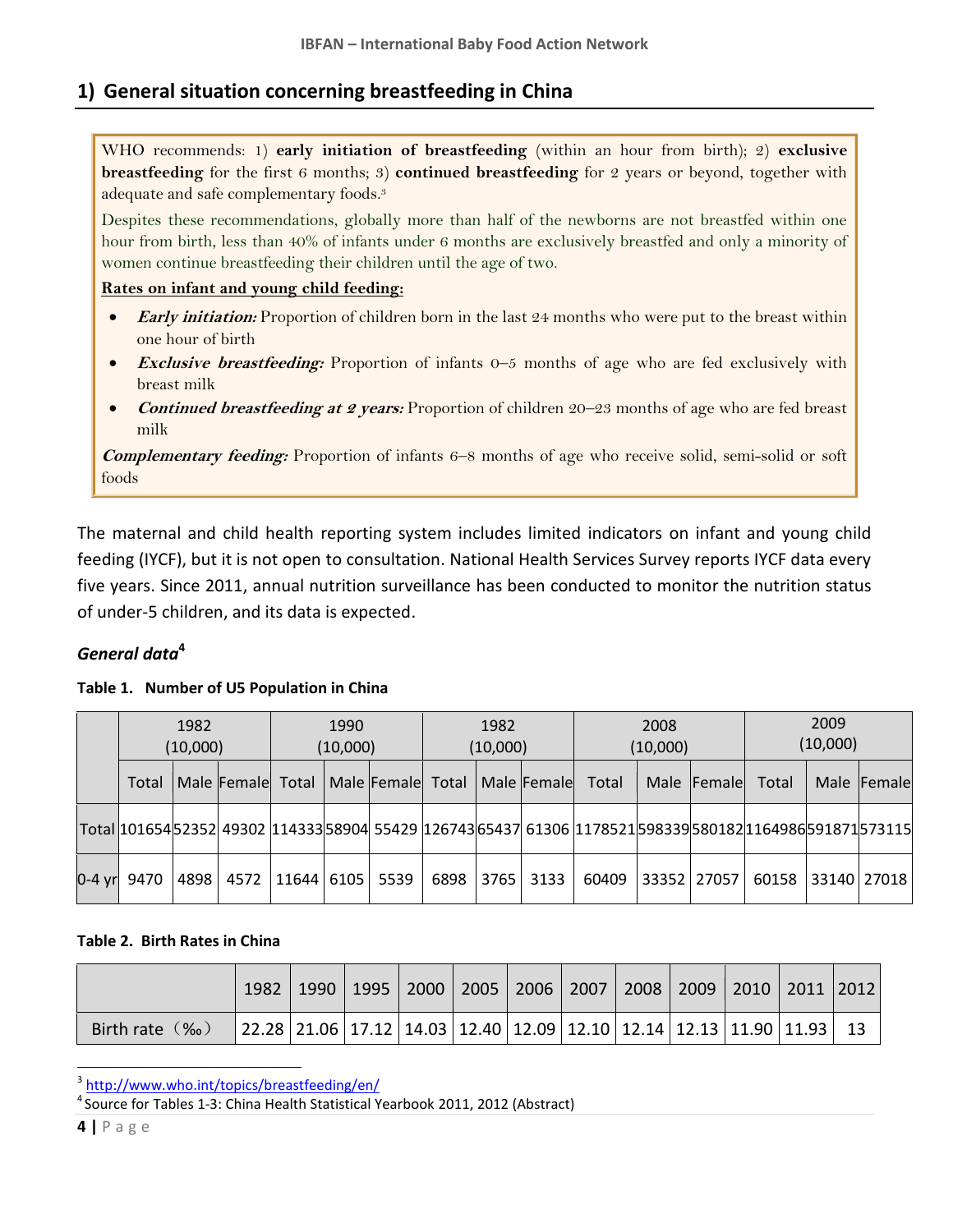## 1) General situation concerning breastfeeding in China

WHO recommends: 1) **early initiation of breastfeeding** (within an hour from birth); 2) **exclusive breastfeeding** for the first 6 months; 3) **continued breastfeeding** for 2 years or beyond, together with adequate and safe complementary foods.[3]

Despites these recommendations, globally more than half of the newborns are not breastfed within one hour from birth, less than 40% of infants under 6 months are exclusively breastfed and only a minority of women continue breastfeeding their children until the age of two.

**Rates on infant and young child feeding:**

- ***Early initiation:*** Proportion of children born in the last 24 months who were put to the breast within one hour of birth
- ***Exclusive breastfeeding:*** Proportion of infants 0–5 months of age who are fed exclusively with breast milk
- ***Continued breastfeeding at 2 years:*** Proportion of children 20–23 months of age who are fed breast milk

***Complementary feeding:*** Proportion of infants 6–8 months of age who receive solid, semi-solid or soft foods

The maternal and child health reporting system includes limited indicators on infant and young child feeding (IYCF), but it is not open to consultation. National Health Services Survey reports IYCF data every five years. Since 2011, annual nutrition surveillance has been conducted to monitor the nutrition status of under-5 children, and its data is expected.

### *General data*[4]

**Table 1. Number of U5 Population in China**

| | 1982 (10,000) | | | 1990 (10,000) | | | 1982 (10,000) | | | 2008 (10,000) | | | 2009 (10,000) | | |
|---|---|---|---|---|---|---|---|---|---|---|---|---|---|---|---|
| | Total | Male | Female | Total | Male | Female | Total | Male | Female | Total | Male | Female | Total | Male | Female |
| Total | 101654 | 52352 | 49302 | 114333 | 58904 | 55429 | 126743 | 65437 | 61306 | 1178521 | 598339 | 580182 | 1164986 | 591871 | 573115 |
| 0-4 yr | 9470 | 4898 | 4572 | 11644 | 6105 | 5539 | 6898 | 3765 | 3133 | 60409 | 33352 | 27057 | 60158 | 33140 | 27018 |

**Table 2. Birth Rates in China**

| | 1982 | 1990 | 1995 | 2000 | 2005 | 2006 | 2007 | 2008 | 2009 | 2010 | 2011 | 2012 |
|---|---|---|---|---|---|---|---|---|---|---|---|---|
| Birth rate（‰） | 22.28 | 21.06 | 17.12 | 14.03 | 12.40 | 12.09 | 12.10 | 12.14 | 12.13 | 11.90 | 11.93 | 13 |

[3] http://www.who.int/topics/breastfeeding/en/

[4] Source for Tables 1-3: China Health Statistical Yearbook 2011, 2012 (Abstract)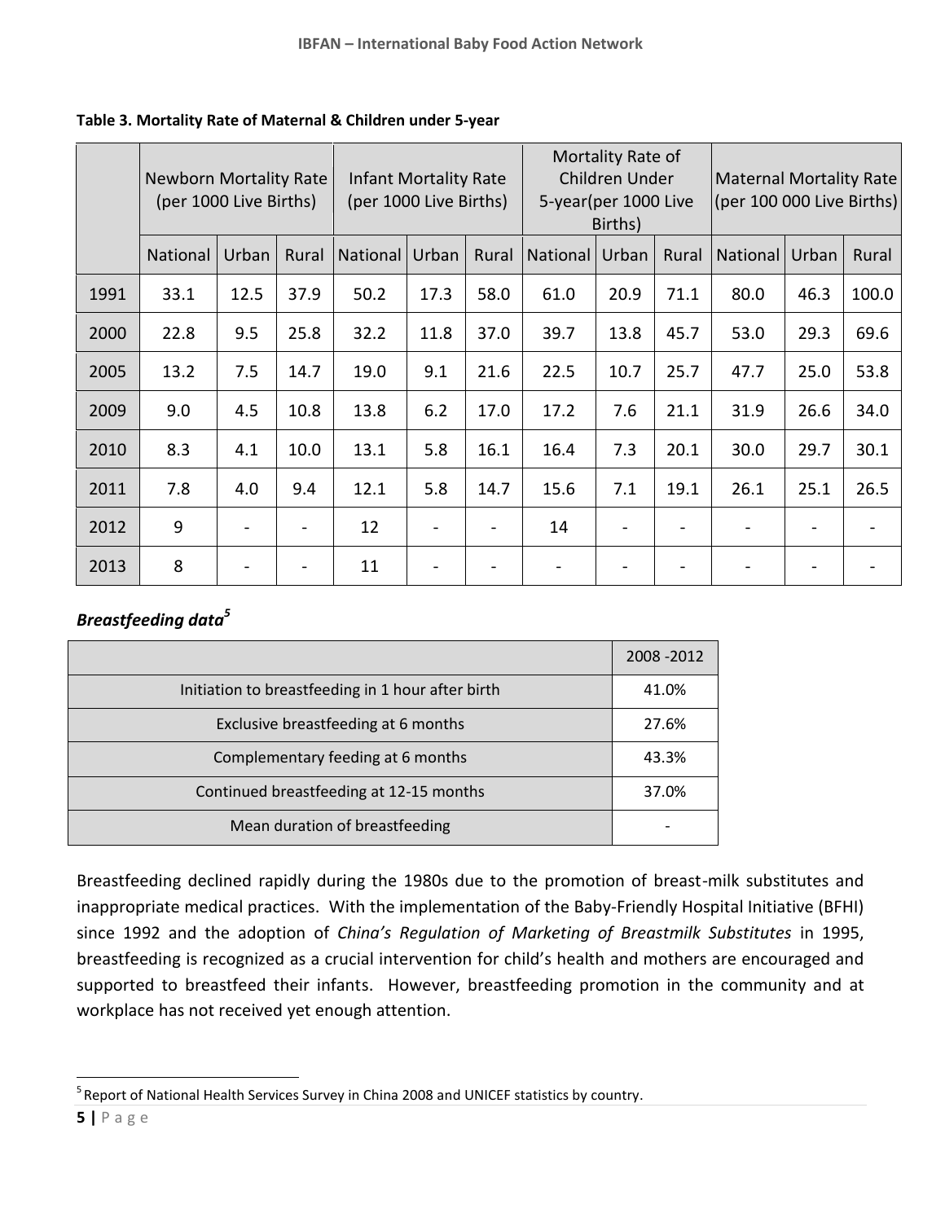**Table 3. Mortality Rate of Maternal & Children under 5-year**

| | Newborn Mortality Rate (per 1000 Live Births) | | | Infant Mortality Rate (per 1000 Live Births) | | | Mortality Rate of Children Under 5-year(per 1000 Live Births) | | | Maternal Mortality Rate (per 100 000 Live Births) | | |
|---|---|---|---|---|---|---|---|---|---|---|---|---|
| | National | Urban | Rural | National | Urban | Rural | National | Urban | Rural | National | Urban | Rural |
| 1991 | 33.1 | 12.5 | 37.9 | 50.2 | 17.3 | 58.0 | 61.0 | 20.9 | 71.1 | 80.0 | 46.3 | 100.0 |
| 2000 | 22.8 | 9.5 | 25.8 | 32.2 | 11.8 | 37.0 | 39.7 | 13.8 | 45.7 | 53.0 | 29.3 | 69.6 |
| 2005 | 13.2 | 7.5 | 14.7 | 19.0 | 9.1 | 21.6 | 22.5 | 10.7 | 25.7 | 47.7 | 25.0 | 53.8 |
| 2009 | 9.0 | 4.5 | 10.8 | 13.8 | 6.2 | 17.0 | 17.2 | 7.6 | 21.1 | 31.9 | 26.6 | 34.0 |
| 2010 | 8.3 | 4.1 | 10.0 | 13.1 | 5.8 | 16.1 | 16.4 | 7.3 | 20.1 | 30.0 | 29.7 | 30.1 |
| 2011 | 7.8 | 4.0 | 9.4 | 12.1 | 5.8 | 14.7 | 15.6 | 7.1 | 19.1 | 26.1 | 25.1 | 26.5 |
| 2012 | 9 | - | - | 12 | - | - | 14 | - | - | - | - | - |
| 2013 | 8 | - | - | 11 | - | - | - | - | - | - | - | - |

***Breastfeeding data[5]***

| | 2008 -2012 |
|---|---|
| Initiation to breastfeeding in 1 hour after birth | 41.0% |
| Exclusive breastfeeding at 6 months | 27.6% |
| Complementary feeding at 6 months | 43.3% |
| Continued breastfeeding at 12-15 months | 37.0% |
| Mean duration of breastfeeding | - |

Breastfeeding declined rapidly during the 1980s due to the promotion of breast-milk substitutes and inappropriate medical practices. With the implementation of the Baby-Friendly Hospital Initiative (BFHI) since 1992 and the adoption of *China's Regulation of Marketing of Breastmilk Substitutes* in 1995, breastfeeding is recognized as a crucial intervention for child's health and mothers are encouraged and supported to breastfeed their infants. However, breastfeeding promotion in the community and at workplace has not received yet enough attention.

[5] Report of National Health Services Survey in China 2008 and UNICEF statistics by country.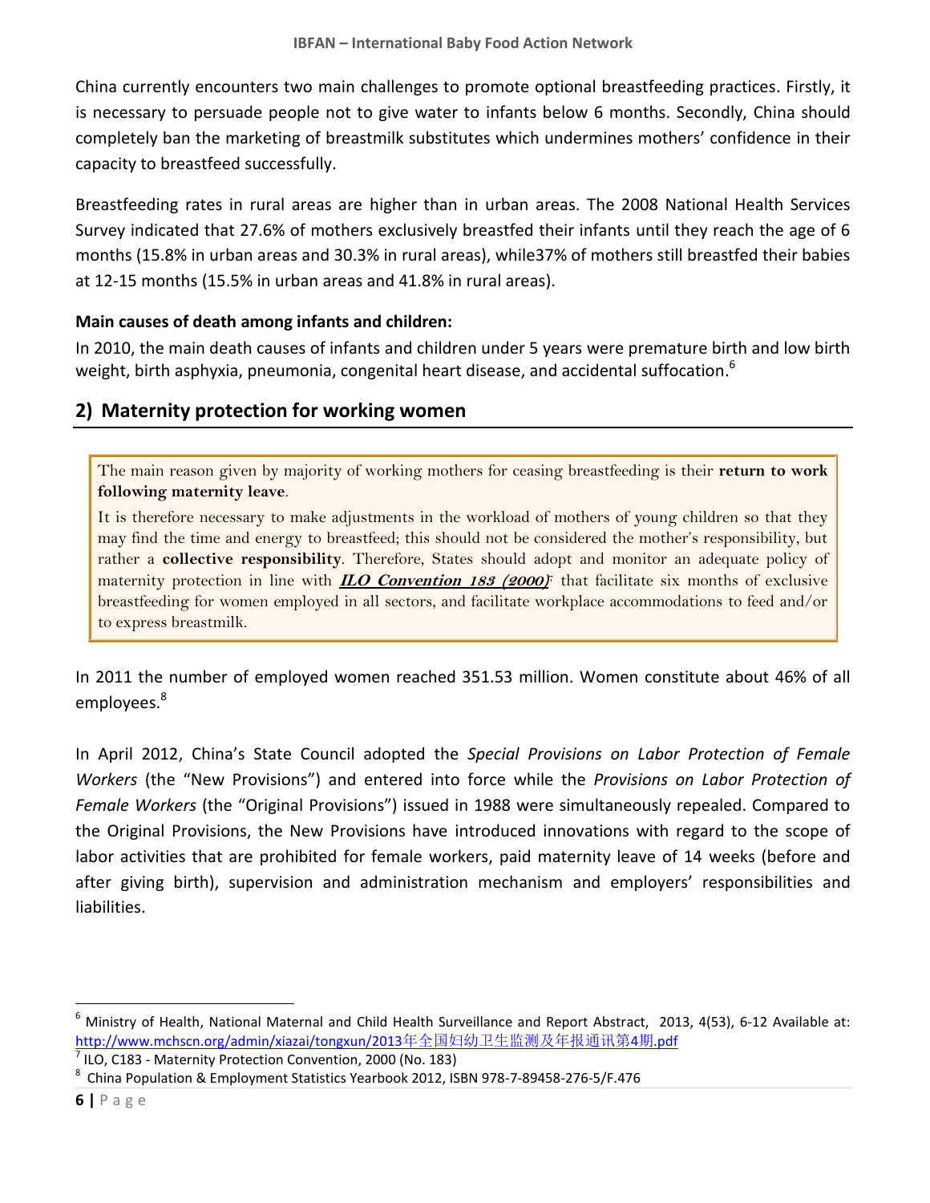China currently encounters two main challenges to promote optional breastfeeding practices. Firstly, it is necessary to persuade people not to give water to infants below 6 months. Secondly, China should completely ban the marketing of breastmilk substitutes which undermines mothers' confidence in their capacity to breastfeed successfully.

Breastfeeding rates in rural areas are higher than in urban areas. The 2008 National Health Services Survey indicated that 27.6% of mothers exclusively breastfed their infants until they reach the age of 6 months (15.8% in urban areas and 30.3% in rural areas), while37% of mothers still breastfed their babies at 12-15 months (15.5% in urban areas and 41.8% in rural areas).

**Main causes of death among infants and children:**

In 2010, the main death causes of infants and children under 5 years were premature birth and low birth weight, birth asphyxia, pneumonia, congenital heart disease, and accidental suffocation.[6]

## 2) Maternity protection for working women

> The main reason given by majority of working mothers for ceasing breastfeeding is their **return to work following maternity leave**.
>
> It is therefore necessary to make adjustments in the workload of mothers of young children so that they may find the time and energy to breastfeed; this should not be considered the mother's responsibility, but rather a **collective responsibility**. Therefore, States should adopt and monitor an adequate policy of maternity protection in line with ***ILO Convention 183 (2000)***[7] that facilitate six months of exclusive breastfeeding for women employed in all sectors, and facilitate workplace accommodations to feed and/or to express breastmilk.

In 2011 the number of employed women reached 351.53 million. Women constitute about 46% of all employees.[8]

In April 2012, China's State Council adopted the *Special Provisions on Labor Protection of Female Workers* (the "New Provisions") and entered into force while the *Provisions on Labor Protection of Female Workers* (the "Original Provisions") issued in 1988 were simultaneously repealed. Compared to the Original Provisions, the New Provisions have introduced innovations with regard to the scope of labor activities that are prohibited for female workers, paid maternity leave of 14 weeks (before and after giving birth), supervision and administration mechanism and employers' responsibilities and liabilities.

---

[6] Ministry of Health, National Maternal and Child Health Surveillance and Report Abstract, 2013, 4(53), 6-12 Available at: http://www.mchscn.org/admin/xiazai/tongxun/2013年全国妇幼卫生监测及年报通讯第4期.pdf

[7] ILO, C183 - Maternity Protection Convention, 2000 (No. 183)

[8] China Population & Employment Statistics Yearbook 2012, ISBN 978-7-89458-276-5/F.476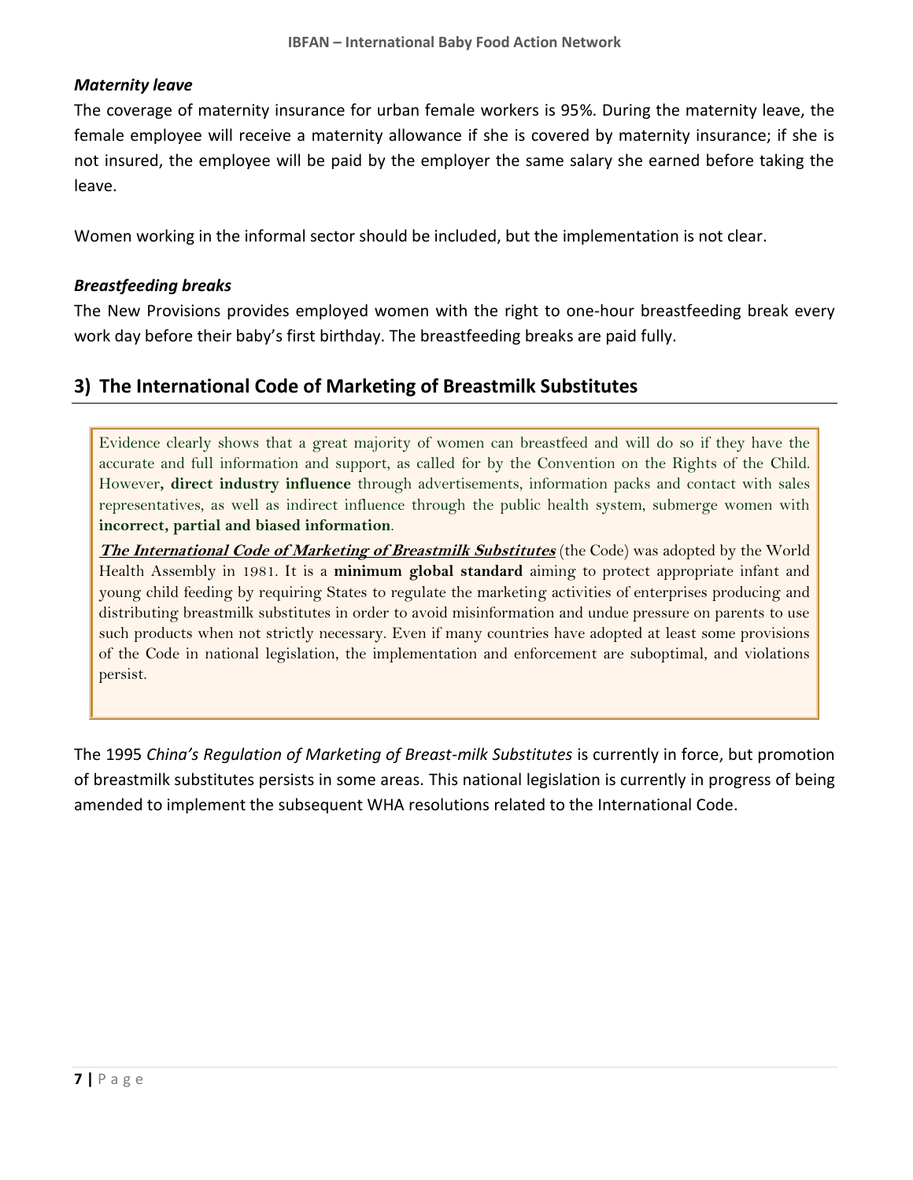### *Maternity leave*

The coverage of maternity insurance for urban female workers is 95%. During the maternity leave, the female employee will receive a maternity allowance if she is covered by maternity insurance; if she is not insured, the employee will be paid by the employer the same salary she earned before taking the leave.

Women working in the informal sector should be included, but the implementation is not clear.

### *Breastfeeding breaks*

The New Provisions provides employed women with the right to one-hour breastfeeding break every work day before their baby's first birthday. The breastfeeding breaks are paid fully.

## 3) The International Code of Marketing of Breastmilk Substitutes

Evidence clearly shows that a great majority of women can breastfeed and will do so if they have the accurate and full information and support, as called for by the Convention on the Rights of the Child. However**, direct industry influence** through advertisements, information packs and contact with sales representatives, as well as indirect influence through the public health system, submerge women with **incorrect, partial and biased information**.

***The International Code of Marketing of Breastmilk Substitutes*** (the Code) was adopted by the World Health Assembly in 1981. It is a **minimum global standard** aiming to protect appropriate infant and young child feeding by requiring States to regulate the marketing activities of enterprises producing and distributing breastmilk substitutes in order to avoid misinformation and undue pressure on parents to use such products when not strictly necessary. Even if many countries have adopted at least some provisions of the Code in national legislation, the implementation and enforcement are suboptimal, and violations persist.

The 1995 *China's Regulation of Marketing of Breast-milk Substitutes* is currently in force, but promotion of breastmilk substitutes persists in some areas. This national legislation is currently in progress of being amended to implement the subsequent WHA resolutions related to the International Code.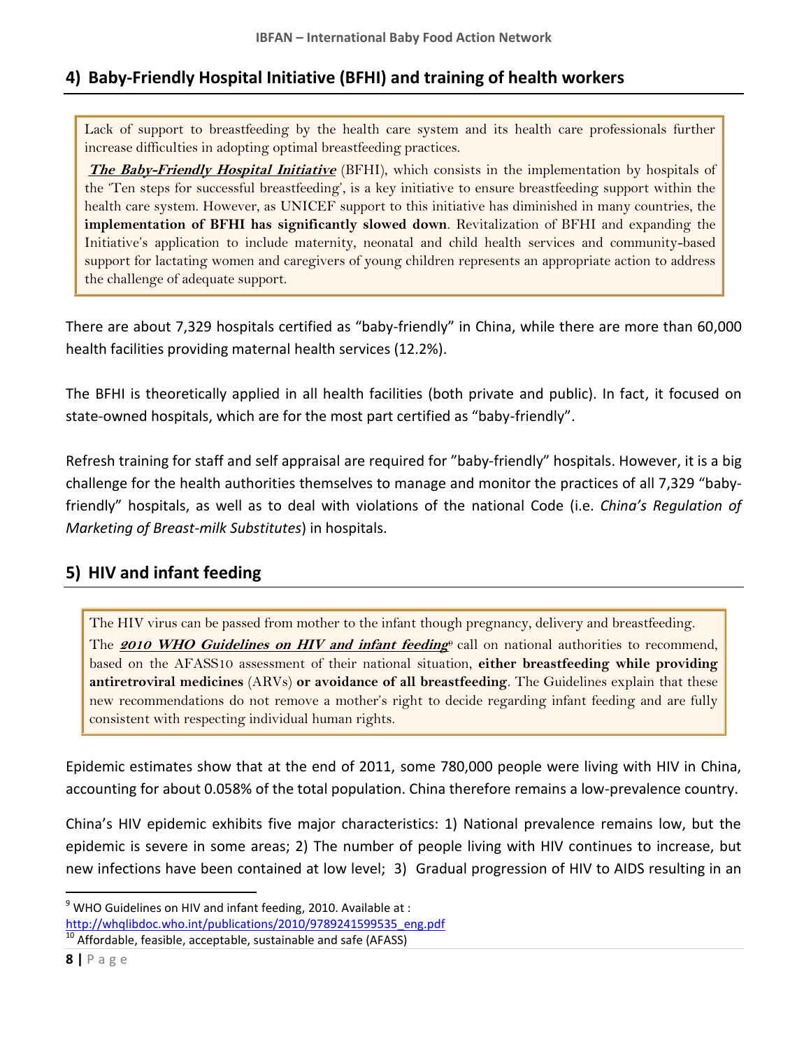## 4) Baby-Friendly Hospital Initiative (BFHI) and training of health workers

> Lack of support to breastfeeding by the health care system and its health care professionals further increase difficulties in adopting optimal breastfeeding practices.
>
> ***The Baby-Friendly Hospital Initiative*** (BFHI), which consists in the implementation by hospitals of the 'Ten steps for successful breastfeeding', is a key initiative to ensure breastfeeding support within the health care system. However, as UNICEF support to this initiative has diminished in many countries, the **implementation of BFHI has significantly slowed down**. Revitalization of BFHI and expanding the Initiative's application to include maternity, neonatal and child health services and community-based support for lactating women and caregivers of young children represents an appropriate action to address the challenge of adequate support.

There are about 7,329 hospitals certified as "baby-friendly" in China, while there are more than 60,000 health facilities providing maternal health services (12.2%).

The BFHI is theoretically applied in all health facilities (both private and public). In fact, it focused on state-owned hospitals, which are for the most part certified as "baby-friendly".

Refresh training for staff and self appraisal are required for "baby-friendly" hospitals. However, it is a big challenge for the health authorities themselves to manage and monitor the practices of all 7,329 "baby-friendly" hospitals, as well as to deal with violations of the national Code (i.e. *China's Regulation of Marketing of Breast-milk Substitutes*) in hospitals.

## 5) HIV and infant feeding

> The HIV virus can be passed from mother to the infant though pregnancy, delivery and breastfeeding.
>
> The ***2010 WHO Guidelines on HIV and infant feeding***[9] call on national authorities to recommend, based on the AFASS10 assessment of their national situation, **either breastfeeding while providing antiretroviral medicines** (ARVs) **or avoidance of all breastfeeding**. The Guidelines explain that these new recommendations do not remove a mother's right to decide regarding infant feeding and are fully consistent with respecting individual human rights.

Epidemic estimates show that at the end of 2011, some 780,000 people were living with HIV in China, accounting for about 0.058% of the total population. China therefore remains a low-prevalence country.

China's HIV epidemic exhibits five major characteristics: 1) National prevalence remains low, but the epidemic is severe in some areas; 2) The number of people living with HIV continues to increase, but new infections have been contained at low level; 3) Gradual progression of HIV to AIDS resulting in an

---

[9] WHO Guidelines on HIV and infant feeding, 2010. Available at : http://whqlibdoc.who.int/publications/2010/9789241599535_eng.pdf

[10] Affordable, feasible, acceptable, sustainable and safe (AFASS)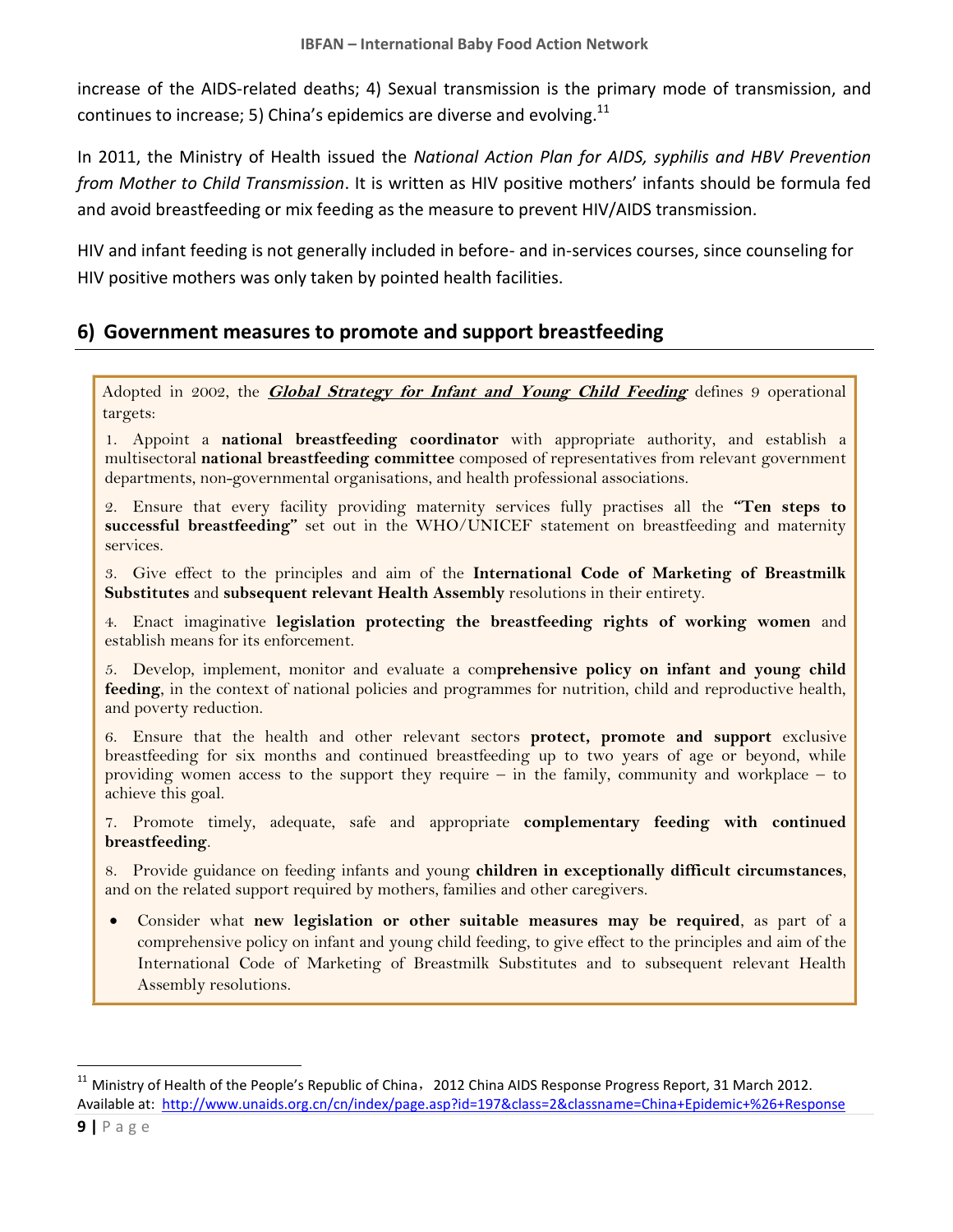increase of the AIDS-related deaths; 4) Sexual transmission is the primary mode of transmission, and continues to increase; 5) China's epidemics are diverse and evolving.[11]

In 2011, the Ministry of Health issued the *National Action Plan for AIDS, syphilis and HBV Prevention from Mother to Child Transmission*. It is written as HIV positive mothers' infants should be formula fed and avoid breastfeeding or mix feeding as the measure to prevent HIV/AIDS transmission.

HIV and infant feeding is not generally included in before- and in-services courses, since counseling for HIV positive mothers was only taken by pointed health facilities.

## 6) Government measures to promote and support breastfeeding

Adopted in 2002, the ***Global Strategy for Infant and Young Child Feeding*** defines 9 operational targets:

1. Appoint a **national breastfeeding coordinator** with appropriate authority, and establish a multisectoral **national breastfeeding committee** composed of representatives from relevant government departments, non-governmental organisations, and health professional associations.

2. Ensure that every facility providing maternity services fully practises all the **"Ten steps to successful breastfeeding"** set out in the WHO/UNICEF statement on breastfeeding and maternity services.

3. Give effect to the principles and aim of the **International Code of Marketing of Breastmilk Substitutes** and **subsequent relevant Health Assembly** resolutions in their entirety.

4. Enact imaginative **legislation protecting the breastfeeding rights of working women** and establish means for its enforcement.

5. Develop, implement, monitor and evaluate a com**prehensive policy on infant and young child feeding**, in the context of national policies and programmes for nutrition, child and reproductive health, and poverty reduction.

6. Ensure that the health and other relevant sectors **protect, promote and support** exclusive breastfeeding for six months and continued breastfeeding up to two years of age or beyond, while providing women access to the support they require – in the family, community and workplace – to achieve this goal.

7. Promote timely, adequate, safe and appropriate **complementary feeding with continued breastfeeding**.

8. Provide guidance on feeding infants and young **children in exceptionally difficult circumstances**, and on the related support required by mothers, families and other caregivers.

- Consider what **new legislation or other suitable measures may be required**, as part of a comprehensive policy on infant and young child feeding, to give effect to the principles and aim of the International Code of Marketing of Breastmilk Substitutes and to subsequent relevant Health Assembly resolutions.

---

[11] Ministry of Health of the People's Republic of China，2012 China AIDS Response Progress Report, 31 March 2012. Available at: http://www.unaids.org.cn/cn/index/page.asp?id=197&class=2&classname=China+Epidemic+%26+Response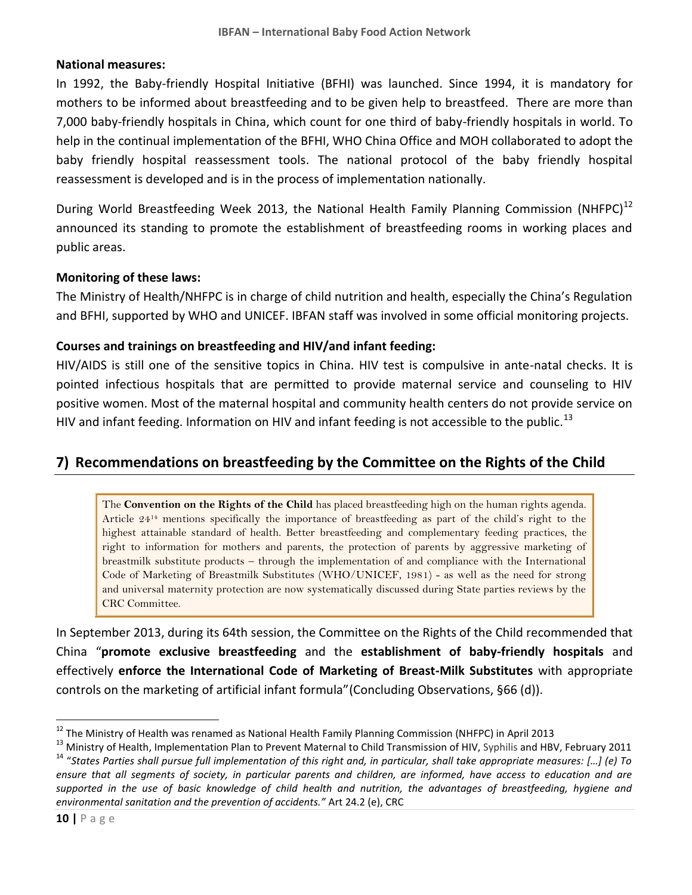**National measures:**

In 1992, the Baby-friendly Hospital Initiative (BFHI) was launched. Since 1994, it is mandatory for mothers to be informed about breastfeeding and to be given help to breastfeed. There are more than 7,000 baby-friendly hospitals in China, which count for one third of baby-friendly hospitals in world. To help in the continual implementation of the BFHI, WHO China Office and MOH collaborated to adopt the baby friendly hospital reassessment tools. The national protocol of the baby friendly hospital reassessment is developed and is in the process of implementation nationally.

During World Breastfeeding Week 2013, the National Health Family Planning Commission (NHFPC)[12] announced its standing to promote the establishment of breastfeeding rooms in working places and public areas.

**Monitoring of these laws:**

The Ministry of Health/NHFPC is in charge of child nutrition and health, especially the China's Regulation and BFHI, supported by WHO and UNICEF. IBFAN staff was involved in some official monitoring projects.

**Courses and trainings on breastfeeding and HIV/and infant feeding:**

HIV/AIDS is still one of the sensitive topics in China. HIV test is compulsive in ante-natal checks. It is pointed infectious hospitals that are permitted to provide maternal service and counseling to HIV positive women. Most of the maternal hospital and community health centers do not provide service on HIV and infant feeding. Information on HIV and infant feeding is not accessible to the public.[13]

## 7) Recommendations on breastfeeding by the Committee on the Rights of the Child

> The **Convention on the Rights of the Child** has placed breastfeeding high on the human rights agenda. Article 24[14] mentions specifically the importance of breastfeeding as part of the child's right to the highest attainable standard of health. Better breastfeeding and complementary feeding practices, the right to information for mothers and parents, the protection of parents by aggressive marketing of breastmilk substitute products – through the implementation of and compliance with the International Code of Marketing of Breastmilk Substitutes (WHO/UNICEF, 1981) - as well as the need for strong and universal maternity protection are now systematically discussed during State parties reviews by the CRC Committee.

In September 2013, during its 64th session, the Committee on the Rights of the Child recommended that China "**promote exclusive breastfeeding** and the **establishment of baby-friendly hospitals** and effectively **enforce the International Code of Marketing of Breast-Milk Substitutes** with appropriate controls on the marketing of artificial infant formula"(Concluding Observations, §66 (d)).

---

[12] The Ministry of Health was renamed as National Health Family Planning Commission (NHFPC) in April 2013

[13] Ministry of Health, Implementation Plan to Prevent Maternal to Child Transmission of HIV, Syphilis and HBV, February 2011

[14] "*States Parties shall pursue full implementation of this right and, in particular, shall take appropriate measures: […] (e) To ensure that all segments of society, in particular parents and children, are informed, have access to education and are supported in the use of basic knowledge of child health and nutrition, the advantages of breastfeeding, hygiene and environmental sanitation and the prevention of accidents.*" Art 24.2 (e), CRC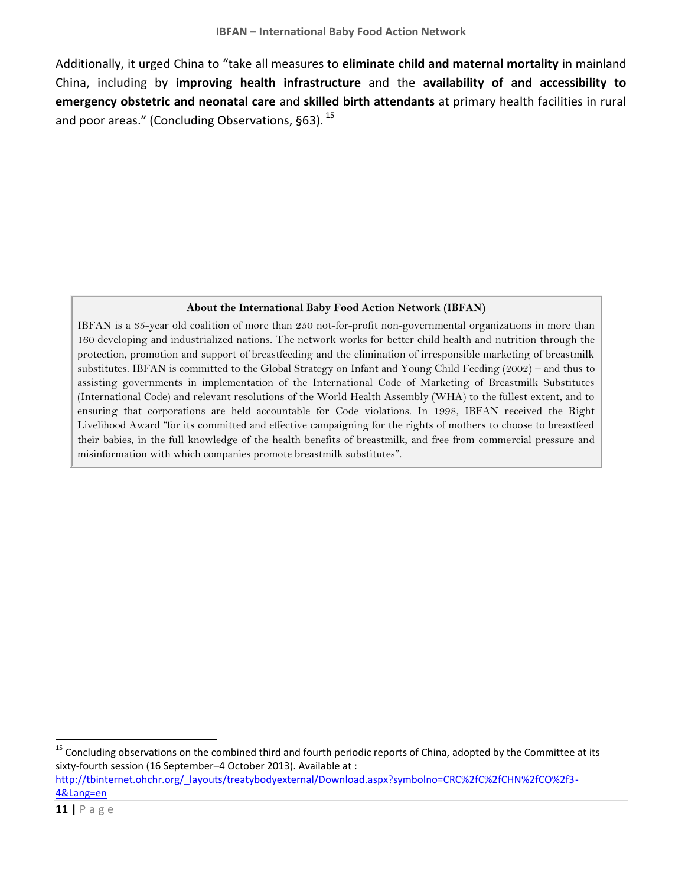Additionally, it urged China to "take all measures to **eliminate child and maternal mortality** in mainland China, including by **improving health infrastructure** and the **availability of and accessibility to emergency obstetric and neonatal care** and **skilled birth attendants** at primary health facilities in rural and poor areas." (Concluding Observations, §63). [15]

**About the International Baby Food Action Network (IBFAN)**

IBFAN is a 35-year old coalition of more than 250 not-for-profit non-governmental organizations in more than 160 developing and industrialized nations. The network works for better child health and nutrition through the protection, promotion and support of breastfeeding and the elimination of irresponsible marketing of breastmilk substitutes. IBFAN is committed to the Global Strategy on Infant and Young Child Feeding (2002) – and thus to assisting governments in implementation of the International Code of Marketing of Breastmilk Substitutes (International Code) and relevant resolutions of the World Health Assembly (WHA) to the fullest extent, and to ensuring that corporations are held accountable for Code violations. In 1998, IBFAN received the Right Livelihood Award "for its committed and effective campaigning for the rights of mothers to choose to breastfeed their babies, in the full knowledge of the health benefits of breastmilk, and free from commercial pressure and misinformation with which companies promote breastmilk substitutes".

---

[15] Concluding observations on the combined third and fourth periodic reports of China, adopted by the Committee at its sixty-fourth session (16 September–4 October 2013). Available at : http://tbinternet.ohchr.org/_layouts/treatybodyexternal/Download.aspx?symbolno=CRC%2fC%2fCHN%2fCO%2f3-4&Lang=en